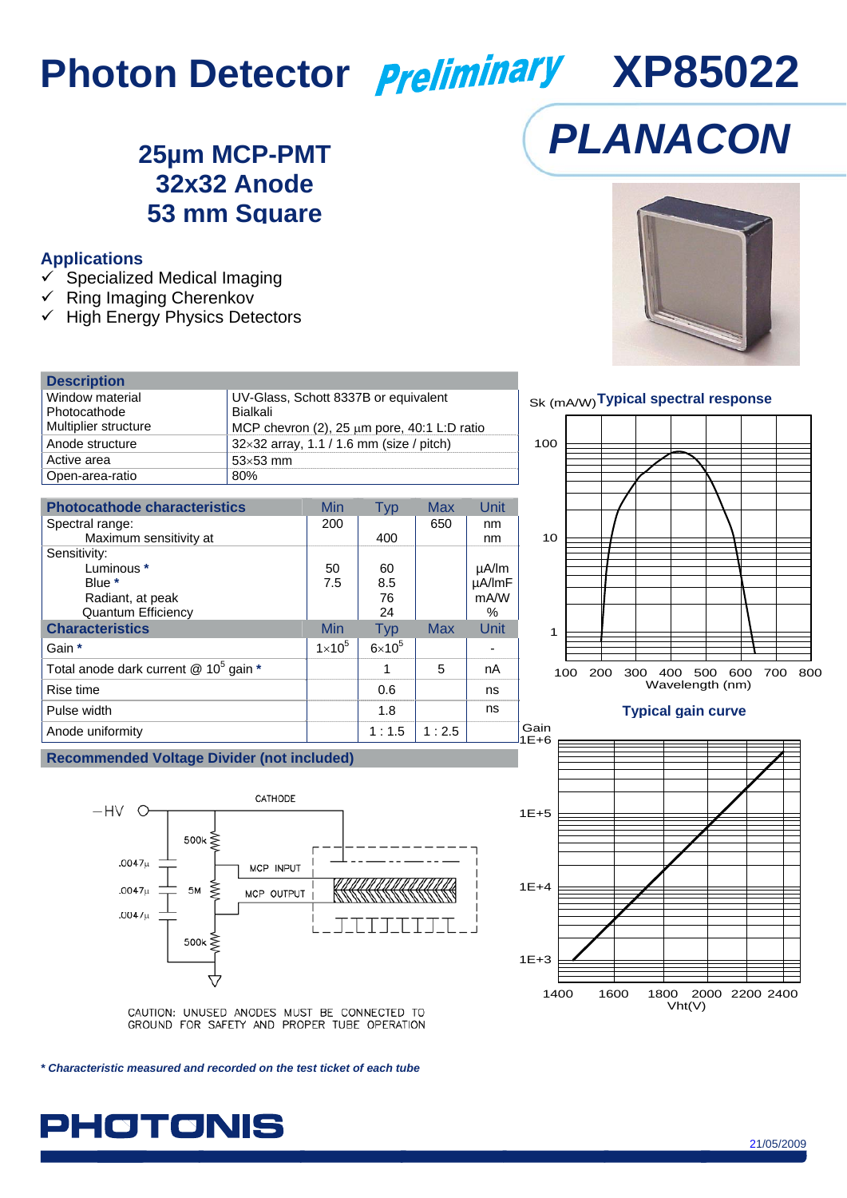# Photon Detector *Preliminary* XP85022

## *PLANACON*

### 25µm MCP-PMT
### 32x32 Anode
### 53 mm Square

## Applications

- ✓ Specialized Medical Imaging
- ✓ Ring Imaging Cherenkov
- ✓ High Energy Physics Detectors

| Description | |
|---|---|
| Window material | UV-Glass, Schott 8337B or equivalent |
| Photocathode | Bialkali |
| Multiplier structure | MCP chevron (2), 25 µm pore, 40:1 L:D ratio |
| Anode structure | 32×32 array, 1.1 / 1.6 mm (size / pitch) |
| Active area | 53×53 mm |
| Open-area-ratio | 80% |

| Photocathode characteristics | Min | Typ | Max | Unit |
|---|---|---|---|---|
| Spectral range: | 200 | | 650 | nm |
| Maximum sensitivity at | | 400 | | nm |
| Sensitivity: | | | | |
| Luminous * | 50 | 60 | | µA/lm |
| Blue * | 7.5 | 8.5 | | µA/lmF |
| Radiant, at peak | | 76 | | mA/W |
| Quantum Efficiency | | 24 | | % |
| **Characteristics** | **Min** | **Typ** | **Max** | **Unit** |
| Gain * | $1\times10^5$ | $6\times10^5$ | | - |
| Total anode dark current @ $10^5$ gain * | | 1 | 5 | nA |
| Rise time | | 0.6 | | ns |
| Pulse width | | 1.8 | | ns |
| Anode uniformity | | 1 : 1.5 | 1 : 2.5 | |

**Typical spectral response**

Sk (mA/W) vs. Wavelength (nm)

**Typical gain curve**

Gain vs. Vht(V)

## Recommended Voltage Divider (not included)

−HV; CATHODE; 500k; .0047µ; MCP INPUT; 5M; MCP OUTPUT; .0047µ; .0047µ; 500k

CAUTION: UNUSED ANODES MUST BE CONNECTED TO GROUND FOR SAFETY AND PROPER TUBE OPERATION

*\* Characteristic measured and recorded on the test ticket of each tube*

PHOTONIS

21/05/2009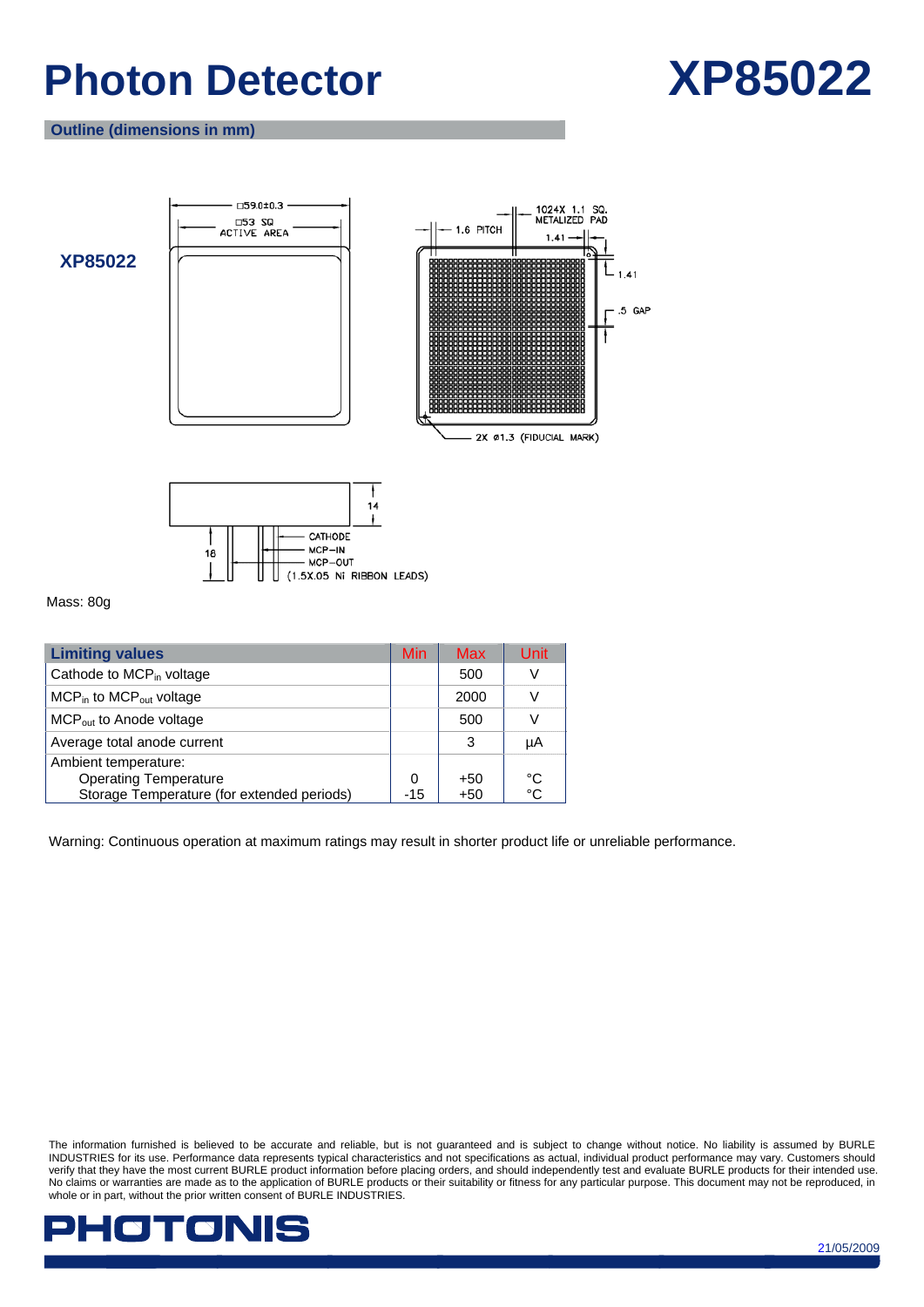# Photon Detector XP85022

## Outline (dimensions in mm)

XP85022

□59.0±0.3
□53 SQ
ACTIVE AREA

1.6 PITCH
1024X 1.1 SQ.
METALIZED PAD
1.41
1.41
.5 GAP
2X ø1.3 (FIDUCIAL MARK)

14
18
CATHODE
MCP–IN
MCP–OUT
(1.5X.05 Ni RIBBON LEADS)

Mass: 80g

| Limiting values | Min | Max | Unit |
|---|---|---|---|
| Cathode to $MCP_{in}$ voltage | | 500 | V |
| $MCP_{in}$ to $MCP_{out}$ voltage | | 2000 | V |
| $MCP_{out}$ to Anode voltage | | 500 | V |
| Average total anode current | | 3 | µA |
| Ambient temperature: | | | |
| Operating Temperature | 0 | +50 | °C |
| Storage Temperature (for extended periods) | -15 | +50 | °C |

Warning: Continuous operation at maximum ratings may result in shorter product life or unreliable performance.

The information furnished is believed to be accurate and reliable, but is not guaranteed and is subject to change without notice. No liability is assumed by BURLE INDUSTRIES for its use. Performance data represents typical characteristics and not specifications as actual, individual product performance may vary. Customers should verify that they have the most current BURLE product information before placing orders, and should independently test and evaluate BURLE products for their intended use. No claims or warranties are made as to the application of BURLE products or their suitability or fitness for any particular purpose. This document may not be reproduced, in whole or in part, without the prior written consent of BURLE INDUSTRIES.

PHOTONIS

21/05/2009